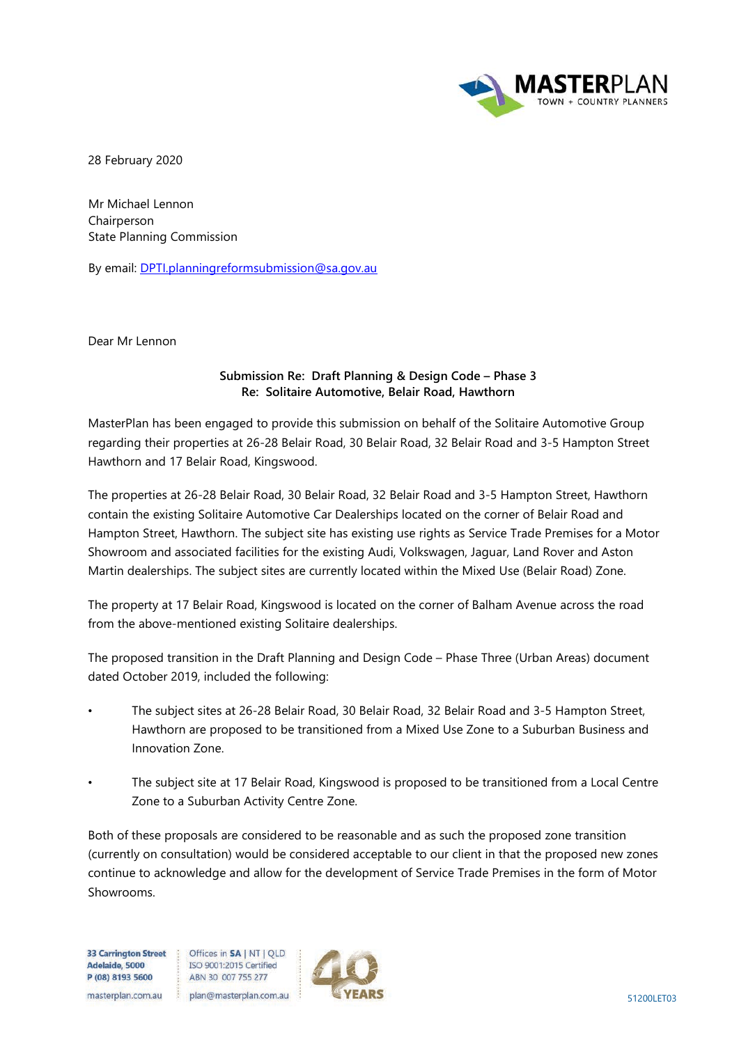28 February 2020

Mr Michael Lennon
Chairperson
State Planning Commission

By email: DPTI.planningreformsubmission@sa.gov.au

Dear Mr Lennon

**Submission Re: Draft Planning & Design Code – Phase 3**
**Re: Solitaire Automotive, Belair Road, Hawthorn**

MasterPlan has been engaged to provide this submission on behalf of the Solitaire Automotive Group regarding their properties at 26-28 Belair Road, 30 Belair Road, 32 Belair Road and 3-5 Hampton Street Hawthorn and 17 Belair Road, Kingswood.

The properties at 26-28 Belair Road, 30 Belair Road, 32 Belair Road and 3-5 Hampton Street, Hawthorn contain the existing Solitaire Automotive Car Dealerships located on the corner of Belair Road and Hampton Street, Hawthorn. The subject site has existing use rights as Service Trade Premises for a Motor Showroom and associated facilities for the existing Audi, Volkswagen, Jaguar, Land Rover and Aston Martin dealerships. The subject sites are currently located within the Mixed Use (Belair Road) Zone.

The property at 17 Belair Road, Kingswood is located on the corner of Balham Avenue across the road from the above-mentioned existing Solitaire dealerships.

The proposed transition in the Draft Planning and Design Code – Phase Three (Urban Areas) document dated October 2019, included the following:

- The subject sites at 26-28 Belair Road, 30 Belair Road, 32 Belair Road and 3-5 Hampton Street, Hawthorn are proposed to be transitioned from a Mixed Use Zone to a Suburban Business and Innovation Zone.

- The subject site at 17 Belair Road, Kingswood is proposed to be transitioned from a Local Centre Zone to a Suburban Activity Centre Zone.

Both of these proposals are considered to be reasonable and as such the proposed zone transition (currently on consultation) would be considered acceptable to our client in that the proposed new zones continue to acknowledge and allow for the development of Service Trade Premises in the form of Motor Showrooms.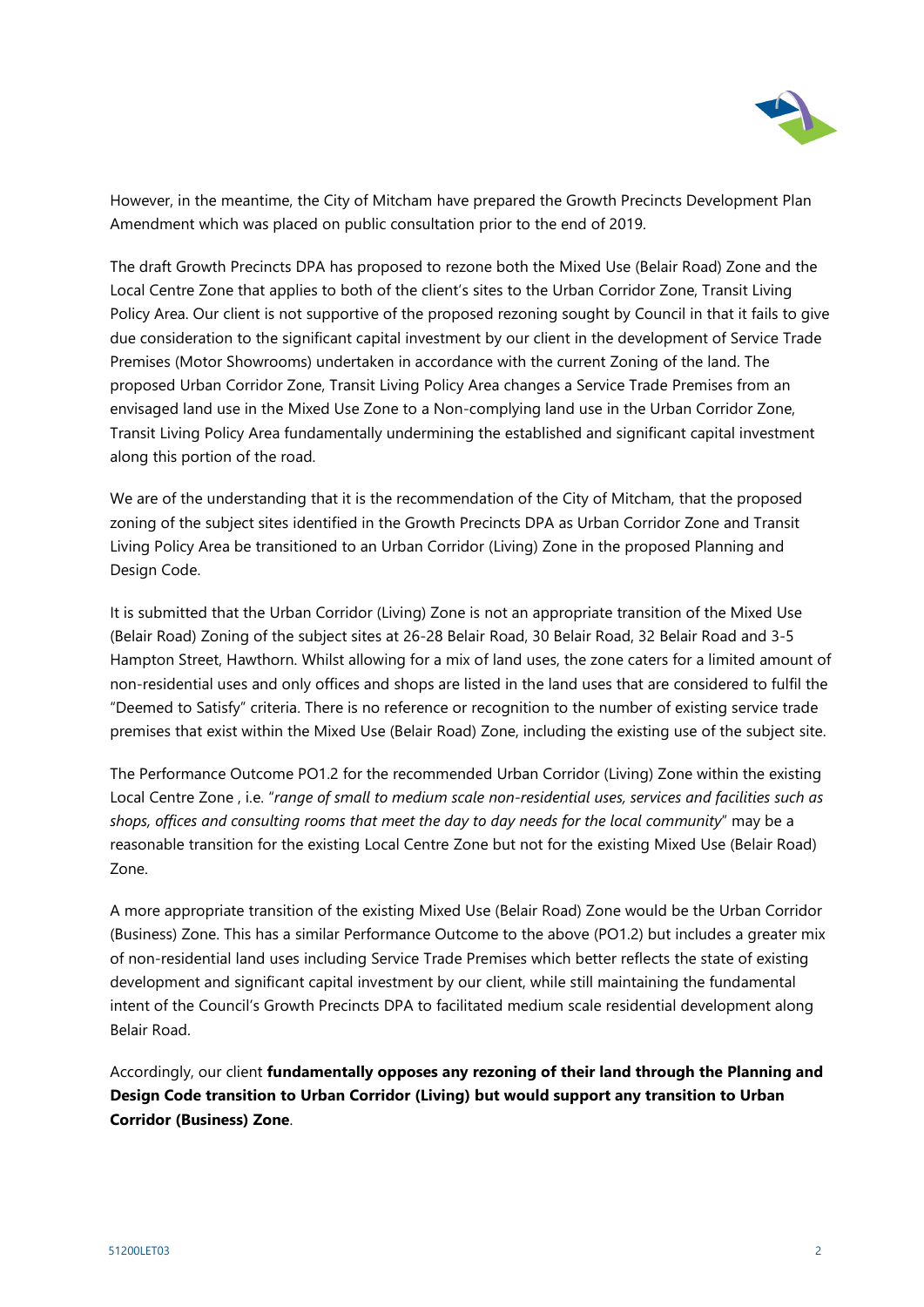However, in the meantime, the City of Mitcham have prepared the Growth Precincts Development Plan Amendment which was placed on public consultation prior to the end of 2019.

The draft Growth Precincts DPA has proposed to rezone both the Mixed Use (Belair Road) Zone and the Local Centre Zone that applies to both of the client's sites to the Urban Corridor Zone, Transit Living Policy Area. Our client is not supportive of the proposed rezoning sought by Council in that it fails to give due consideration to the significant capital investment by our client in the development of Service Trade Premises (Motor Showrooms) undertaken in accordance with the current Zoning of the land. The proposed Urban Corridor Zone, Transit Living Policy Area changes a Service Trade Premises from an envisaged land use in the Mixed Use Zone to a Non-complying land use in the Urban Corridor Zone, Transit Living Policy Area fundamentally undermining the established and significant capital investment along this portion of the road.

We are of the understanding that it is the recommendation of the City of Mitcham, that the proposed zoning of the subject sites identified in the Growth Precincts DPA as Urban Corridor Zone and Transit Living Policy Area be transitioned to an Urban Corridor (Living) Zone in the proposed Planning and Design Code.

It is submitted that the Urban Corridor (Living) Zone is not an appropriate transition of the Mixed Use (Belair Road) Zoning of the subject sites at 26-28 Belair Road, 30 Belair Road, 32 Belair Road and 3-5 Hampton Street, Hawthorn. Whilst allowing for a mix of land uses, the zone caters for a limited amount of non-residential uses and only offices and shops are listed in the land uses that are considered to fulfil the "Deemed to Satisfy" criteria. There is no reference or recognition to the number of existing service trade premises that exist within the Mixed Use (Belair Road) Zone, including the existing use of the subject site.

The Performance Outcome PO1.2 for the recommended Urban Corridor (Living) Zone within the existing Local Centre Zone , i.e. "*range of small to medium scale non-residential uses, services and facilities such as shops, offices and consulting rooms that meet the day to day needs for the local community*" may be a reasonable transition for the existing Local Centre Zone but not for the existing Mixed Use (Belair Road) Zone.

A more appropriate transition of the existing Mixed Use (Belair Road) Zone would be the Urban Corridor (Business) Zone. This has a similar Performance Outcome to the above (PO1.2) but includes a greater mix of non-residential land uses including Service Trade Premises which better reflects the state of existing development and significant capital investment by our client, while still maintaining the fundamental intent of the Council's Growth Precincts DPA to facilitated medium scale residential development along Belair Road.

Accordingly, our client **fundamentally opposes any rezoning of their land through the Planning and Design Code transition to Urban Corridor (Living) but would support any transition to Urban Corridor (Business) Zone**.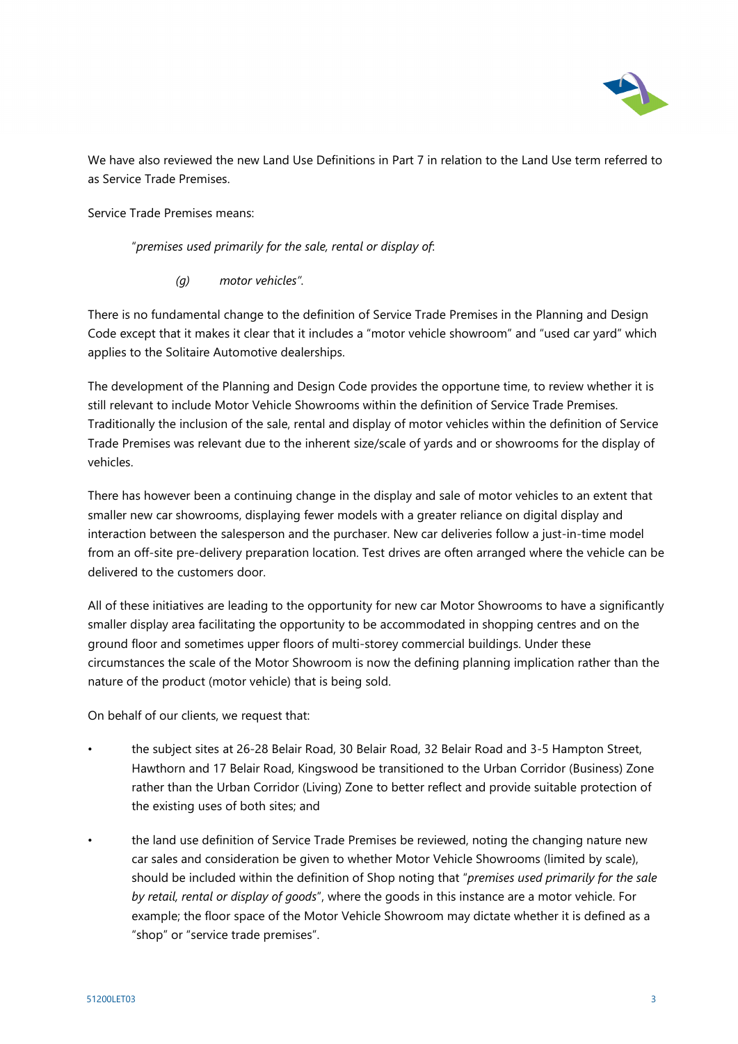We have also reviewed the new Land Use Definitions in Part 7 in relation to the Land Use term referred to as Service Trade Premises.

Service Trade Premises means:

> "*premises used primarily for the sale, rental or display of*:
>
> > *(g) motor vehicles*".

There is no fundamental change to the definition of Service Trade Premises in the Planning and Design Code except that it makes it clear that it includes a "motor vehicle showroom" and "used car yard" which applies to the Solitaire Automotive dealerships.

The development of the Planning and Design Code provides the opportune time, to review whether it is still relevant to include Motor Vehicle Showrooms within the definition of Service Trade Premises. Traditionally the inclusion of the sale, rental and display of motor vehicles within the definition of Service Trade Premises was relevant due to the inherent size/scale of yards and or showrooms for the display of vehicles.

There has however been a continuing change in the display and sale of motor vehicles to an extent that smaller new car showrooms, displaying fewer models with a greater reliance on digital display and interaction between the salesperson and the purchaser. New car deliveries follow a just-in-time model from an off-site pre-delivery preparation location. Test drives are often arranged where the vehicle can be delivered to the customers door.

All of these initiatives are leading to the opportunity for new car Motor Showrooms to have a significantly smaller display area facilitating the opportunity to be accommodated in shopping centres and on the ground floor and sometimes upper floors of multi-storey commercial buildings. Under these circumstances the scale of the Motor Showroom is now the defining planning implication rather than the nature of the product (motor vehicle) that is being sold.

On behalf of our clients, we request that:

- the subject sites at 26-28 Belair Road, 30 Belair Road, 32 Belair Road and 3-5 Hampton Street, Hawthorn and 17 Belair Road, Kingswood be transitioned to the Urban Corridor (Business) Zone rather than the Urban Corridor (Living) Zone to better reflect and provide suitable protection of the existing uses of both sites; and
- the land use definition of Service Trade Premises be reviewed, noting the changing nature new car sales and consideration be given to whether Motor Vehicle Showrooms (limited by scale), should be included within the definition of Shop noting that "*premises used primarily for the sale by retail, rental or display of goods*", where the goods in this instance are a motor vehicle. For example; the floor space of the Motor Vehicle Showroom may dictate whether it is defined as a "shop" or "service trade premises".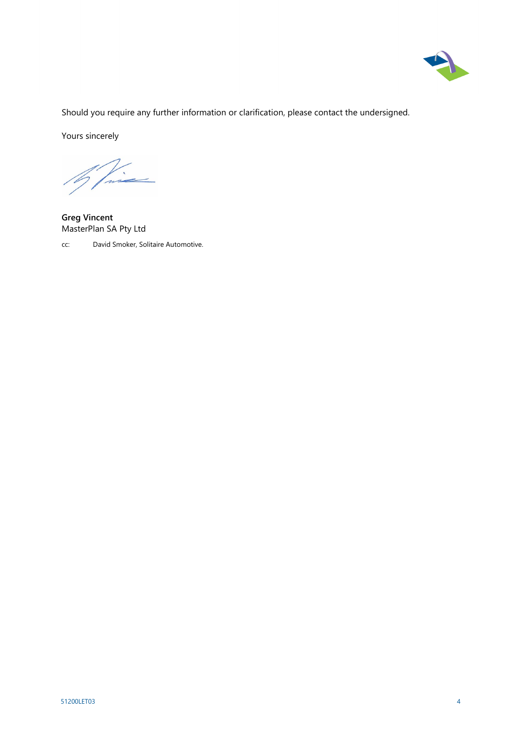Should you require any further information or clarification, please contact the undersigned.

Yours sincerely

**Greg Vincent**
MasterPlan SA Pty Ltd

cc: David Smoker, Solitaire Automotive.

51200LET03